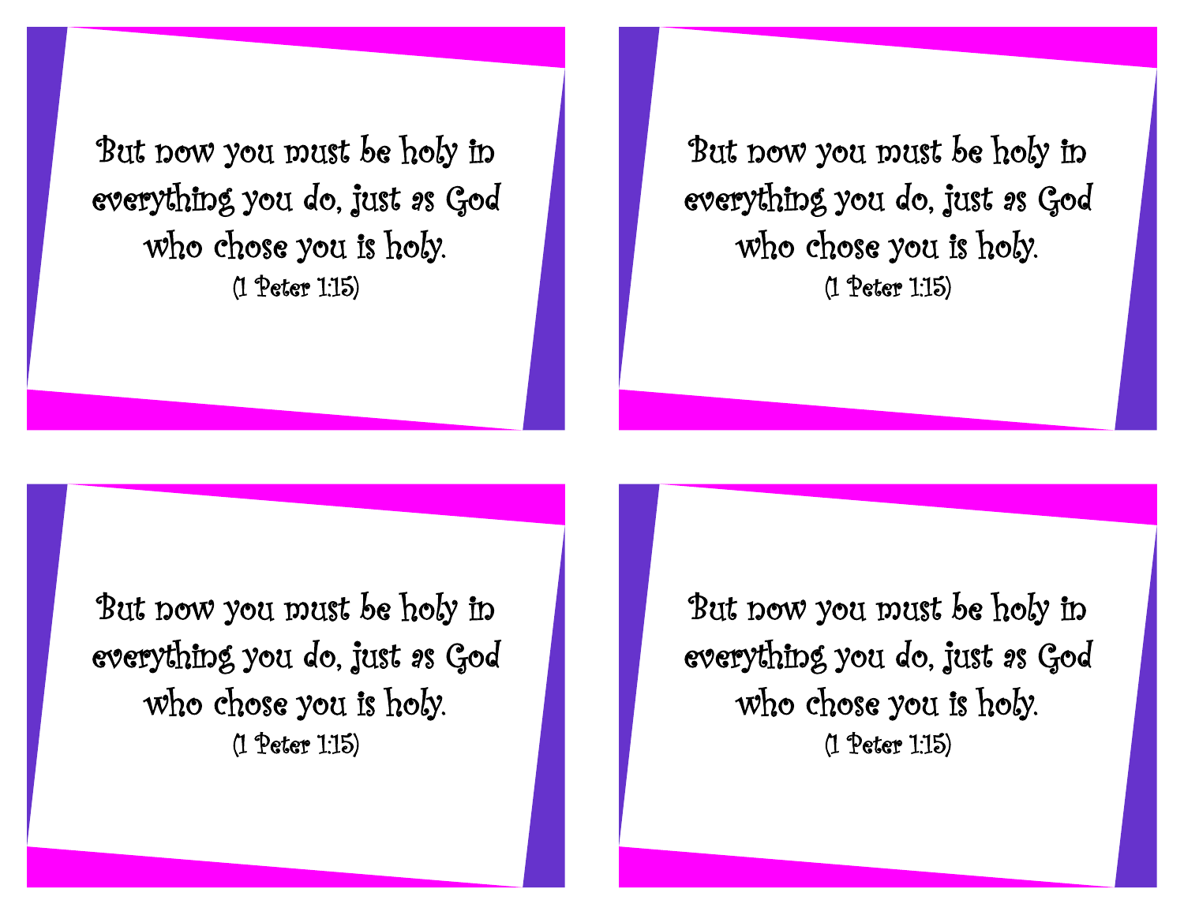But now you must be holy in everything you do, just as God who chose you is holy.
(1 Peter 1:15)

But now you must be holy in everything you do, just as God who chose you is holy.
(1 Peter 1:15)

But now you must be holy in everything you do, just as God who chose you is holy.
(1 Peter 1:15)

But now you must be holy in everything you do, just as God who chose you is holy.
(1 Peter 1:15)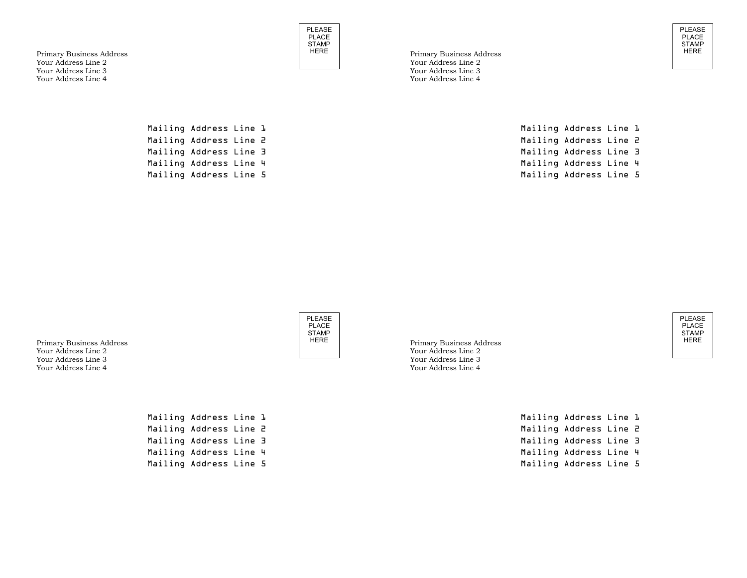PLEASE PLACE STAMP HERE

Primary Business Address
Your Address Line 2
Your Address Line 3
Your Address Line 4

Mailing Address Line 1
Mailing Address Line 2
Mailing Address Line 3
Mailing Address Line 4
Mailing Address Line 5

PLEASE PLACE STAMP HERE

Primary Business Address
Your Address Line 2
Your Address Line 3
Your Address Line 4

Mailing Address Line 1
Mailing Address Line 2
Mailing Address Line 3
Mailing Address Line 4
Mailing Address Line 5

PLEASE PLACE STAMP HERE

Primary Business Address
Your Address Line 2
Your Address Line 3
Your Address Line 4

Mailing Address Line 1
Mailing Address Line 2
Mailing Address Line 3
Mailing Address Line 4
Mailing Address Line 5

PLEASE PLACE STAMP HERE

Primary Business Address
Your Address Line 2
Your Address Line 3
Your Address Line 4

Mailing Address Line 1
Mailing Address Line 2
Mailing Address Line 3
Mailing Address Line 4
Mailing Address Line 5